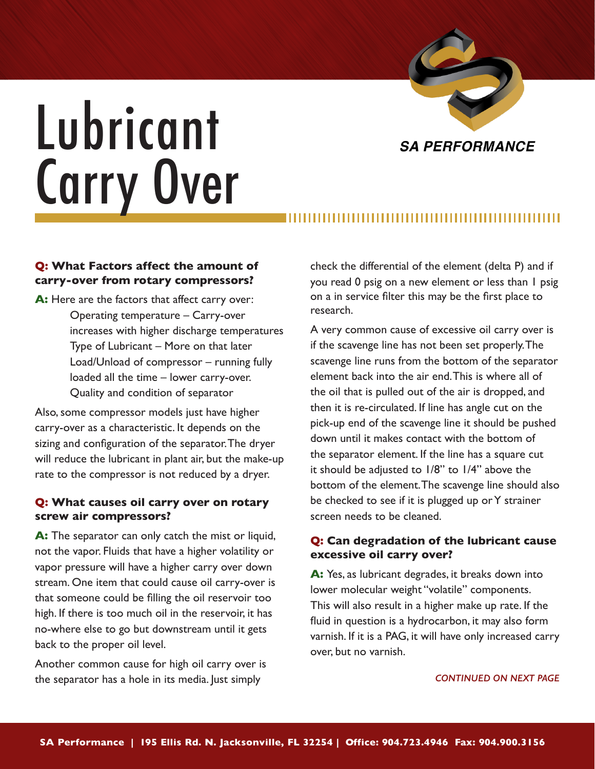# Lubricant Carry Over

SA PERFORMANCE

**Q: What Factors affect the amount of carry-over from rotary compressors?**

**A:** Here are the factors that affect carry over:

- Operating temperature – Carry-over increases with higher discharge temperatures
- Type of Lubricant – More on that later
- Load/Unload of compressor – running fully loaded all the time – lower carry-over.
- Quality and condition of separator

Also, some compressor models just have higher carry-over as a characteristic. It depends on the sizing and configuration of the separator. The dryer will reduce the lubricant in plant air, but the make-up rate to the compressor is not reduced by a dryer.

**Q: What causes oil carry over on rotary screw air compressors?**

**A:** The separator can only catch the mist or liquid, not the vapor. Fluids that have a higher volatility or vapor pressure will have a higher carry over down stream. One item that could cause oil carry-over is that someone could be filling the oil reservoir too high. If there is too much oil in the reservoir, it has no-where else to go but downstream until it gets back to the proper oil level.

Another common cause for high oil carry over is the separator has a hole in its media. Just simply check the differential of the element (delta P) and if you read 0 psig on a new element or less than 1 psig on a in service filter this may be the first place to research.

A very common cause of excessive oil carry over is if the scavenge line has not been set properly. The scavenge line runs from the bottom of the separator element back into the air end. This is where all of the oil that is pulled out of the air is dropped, and then it is re-circulated. If line has angle cut on the pick-up end of the scavenge line it should be pushed down until it makes contact with the bottom of the separator element. If the line has a square cut it should be adjusted to 1/8" to 1/4" above the bottom of the element. The scavenge line should also be checked to see if it is plugged up or Y strainer screen needs to be cleaned.

**Q: Can degradation of the lubricant cause excessive oil carry over?**

**A:** Yes, as lubricant degrades, it breaks down into lower molecular weight "volatile" components. This will also result in a higher make up rate. If the fluid in question is a hydrocarbon, it may also form varnish. If it is a PAG, it will have only increased carry over, but no varnish.

*CONTINUED ON NEXT PAGE*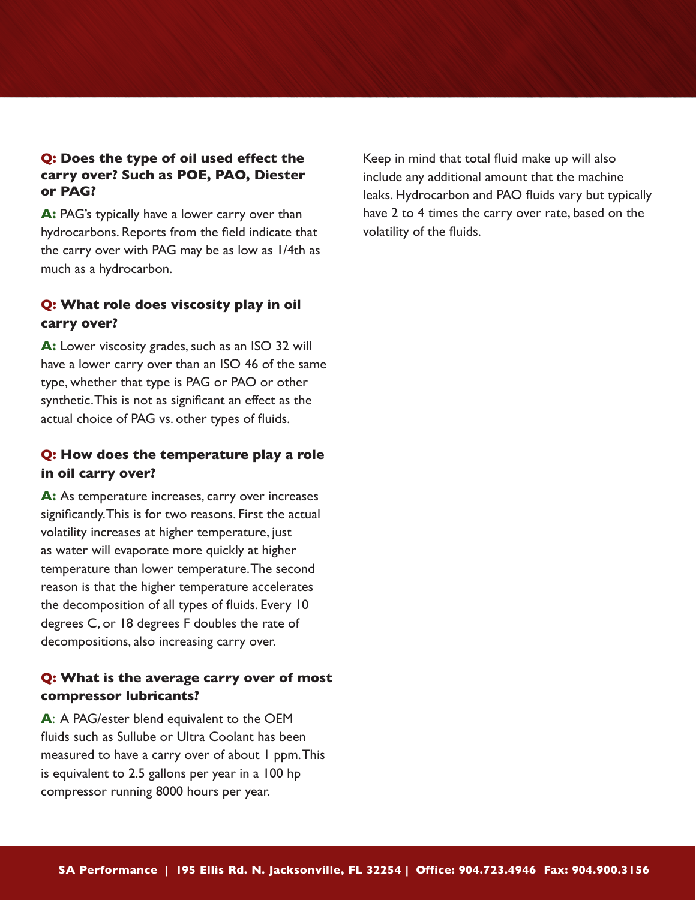**Q: Does the type of oil used effect the carry over? Such as POE, PAO, Diester or PAG?**

**A:** PAG's typically have a lower carry over than hydrocarbons. Reports from the field indicate that the carry over with PAG may be as low as 1/4th as much as a hydrocarbon.

**Q: What role does viscosity play in oil carry over?**

**A:** Lower viscosity grades, such as an ISO 32 will have a lower carry over than an ISO 46 of the same type, whether that type is PAG or PAO or other synthetic. This is not as significant an effect as the actual choice of PAG vs. other types of fluids.

**Q: How does the temperature play a role in oil carry over?**

**A:** As temperature increases, carry over increases significantly. This is for two reasons. First the actual volatility increases at higher temperature, just as water will evaporate more quickly at higher temperature than lower temperature. The second reason is that the higher temperature accelerates the decomposition of all types of fluids. Every 10 degrees C, or 18 degrees F doubles the rate of decompositions, also increasing carry over.

**Q: What is the average carry over of most compressor lubricants?**

**A**: A PAG/ester blend equivalent to the OEM fluids such as Sullube or Ultra Coolant has been measured to have a carry over of about 1 ppm. This is equivalent to 2.5 gallons per year in a 100 hp compressor running 8000 hours per year.

Keep in mind that total fluid make up will also include any additional amount that the machine leaks. Hydrocarbon and PAO fluids vary but typically have 2 to 4 times the carry over rate, based on the volatility of the fluids.

**SA Performance | 195 Ellis Rd. N. Jacksonville, FL 32254 | Office: 904.723.4946 Fax: 904.900.3156**